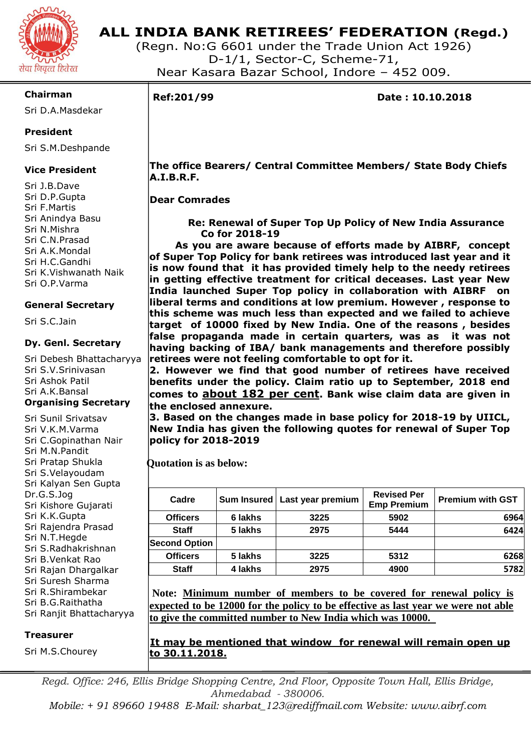# ALL INDIA BANK RETIREES' FEDERATION (Regd.)

(Regn. No:G 6601 under the Trade Union Act 1926)
D-1/1, Sector-C, Scheme-71,
Near Kasara Bazar School, Indore – 452 009.

सेवा निवृत्त हितरत

**Chairman**
Sri D.A.Masdekar

**President**
Sri S.M.Deshpande

**Vice President**
Sri J.B.Dave
Sri D.P.Gupta
Sri F.Martis
Sri Anindya Basu
Sri N.Mishra
Sri C.N.Prasad
Sri A.K.Mondal
Sri H.C.Gandhi
Sri K.Vishwanath Naik
Sri O.P.Varma

**General Secretary**
Sri S.C.Jain

**Dy. Genl. Secretary**
Sri Debesh Bhattacharyya
Sri S.V.Srinivasan
Sri Ashok Patil
Sri A.K.Bansal

**Organising Secretary**
Sri Sunil Srivatsav
Sri V.K.M.Varma
Sri C.Gopinathan Nair
Sri M.N.Pandit
Sri Pratap Shukla
Sri S.Velayoudam
Sri Kalyan Sen Gupta
Dr.G.S.Jog
Sri Kishore Gujarati
Sri K.K.Gupta
Sri Rajendra Prasad
Sri N.T.Hegde
Sri S.Radhakrishnan
Sri B.Venkat Rao
Sri Rajan Dhargalkar
Sri Suresh Sharma
Sri R.Shirambekar
Sri B.G.Raithatha
Sri Ranjit Bhattacharyya

**Treasurer**
Sri M.S.Chourey

---

**Ref:201/99** **Date : 10.10.2018**

**The office Bearers/ Central Committee Members/ State Body Chiefs A.I.B.R.F.**

**Dear Comrades**

**Re: Renewal of Super Top Up Policy of New India Assurance Co for 2018-19**

**As you are aware because of efforts made by AIBRF, concept of Super Top Policy for bank retirees was introduced last year and it is now found that it has provided timely help to the needy retirees in getting effective treatment for critical deceases. Last year New India launched Super Top policy in collaboration with AIBRF on liberal terms and conditions at low premium. However , response to this scheme was much less than expected and we failed to achieve target of 10000 fixed by New India. One of the reasons , besides false propaganda made in certain quarters, was as it was not having backing of IBA/ bank managements and therefore possibly retirees were not feeling comfortable to opt for it.**

**2. However we find that good number of retirees have received benefits under the policy. Claim ratio up to September, 2018 end comes to <u>about 182 per cent</u>. Bank wise claim data are given in the enclosed annexure.**

**3. Based on the changes made in base policy for 2018-19 by UIICL, New India has given the following quotes for renewal of Super Top policy for 2018-2019**

**Quotation is as below:**

| Cadre | Sum Insured | Last year premium | Revised Per Emp Premium | Premium with GST |
|---|---|---|---|---|
| Officers | 6 lakhs | 3225 | 5902 | 6964 |
| Staff | 5 lakhs | 2975 | 5444 | 6424 |
| Second Option | | | | |
| Officers | 5 lakhs | 3225 | 5312 | 6268 |
| Staff | 4 lakhs | 2975 | 4900 | 5782 |

**Note: <u>Minimum number of members to be covered for renewal policy is expected to be 12000 for the policy to be effective as last year we were not able to give the committed number to New India which was 10000.</u>**

**<u>It may be mentioned that window for renewal will remain open up to 30.11.2018.</u>**

---

*Regd. Office: 246, Ellis Bridge Shopping Centre, 2nd Floor, Opposite Town Hall, Ellis Bridge, Ahmedabad - 380006.*
*Mobile: + 91 89660 19488 E-Mail: sharbat_123@rediffmail.com Website: www.aibrf.com*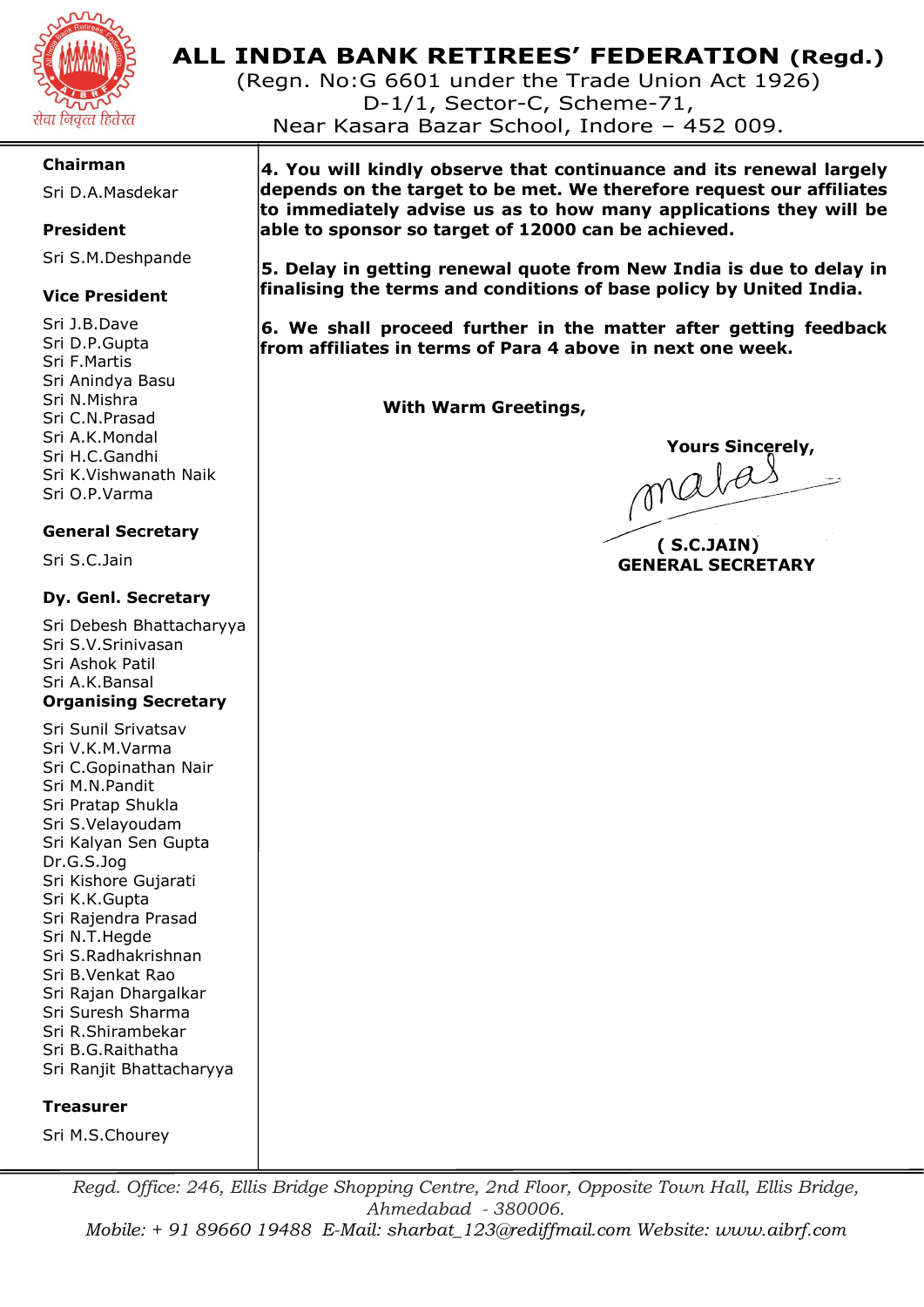# ALL INDIA BANK RETIREES' FEDERATION (Regd.)

(Regn. No:G 6601 under the Trade Union Act 1926)
D-1/1, Sector-C, Scheme-71,
Near Kasara Bazar School, Indore – 452 009.

**Chairman**

Sri D.A.Masdekar

**President**

Sri S.M.Deshpande

**Vice President**

Sri J.B.Dave
Sri D.P.Gupta
Sri F.Martis
Sri Anindya Basu
Sri N.Mishra
Sri C.N.Prasad
Sri A.K.Mondal
Sri H.C.Gandhi
Sri K.Vishwanath Naik
Sri O.P.Varma

**General Secretary**

Sri S.C.Jain

**Dy. Genl. Secretary**

Sri Debesh Bhattacharyya
Sri S.V.Srinivasan
Sri Ashok Patil
Sri A.K.Bansal

**Organising Secretary**

Sri Sunil Srivatsav
Sri V.K.M.Varma
Sri C.Gopinathan Nair
Sri M.N.Pandit
Sri Pratap Shukla
Sri S.Velayoudam
Sri Kalyan Sen Gupta
Dr.G.S.Jog
Sri Kishore Gujarati
Sri K.K.Gupta
Sri Rajendra Prasad
Sri N.T.Hegde
Sri S.Radhakrishnan
Sri B.Venkat Rao
Sri Rajan Dhargalkar
Sri Suresh Sharma
Sri R.Shirambekar
Sri B.G.Raithatha
Sri Ranjit Bhattacharyya

**Treasurer**

Sri M.S.Chourey

**4. You will kindly observe that continuance and its renewal largely depends on the target to be met. We therefore request our affiliates to immediately advise us as to how many applications they will be able to sponsor so target of 12000 can be achieved.**

**5. Delay in getting renewal quote from New India is due to delay in finalising the terms and conditions of base policy by United India.**

**6. We shall proceed further in the matter after getting feedback from affiliates in terms of Para 4 above in next one week.**

**With Warm Greetings,**

**Yours Sincerely,**

**( S.C.JAIN)**
**GENERAL SECRETARY**

*Regd. Office: 246, Ellis Bridge Shopping Centre, 2nd Floor, Opposite Town Hall, Ellis Bridge, Ahmedabad - 380006.*
*Mobile: + 91 89660 19488 E-Mail: sharbat_123@rediffmail.com Website: www.aibrf.com*